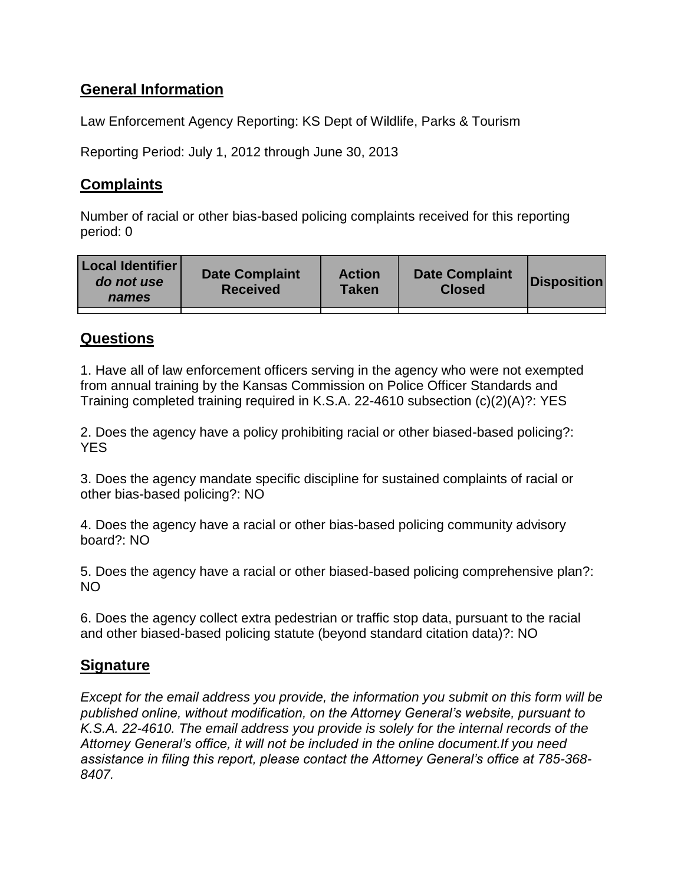## General Information

Law Enforcement Agency Reporting: KS Dept of Wildlife, Parks & Tourism

Reporting Period: July 1, 2012 through June 30, 2013

## Complaints

Number of racial or other bias-based policing complaints received for this reporting period: 0

| Local Identifier *do not use names* | Date Complaint Received | Action Taken | Date Complaint Closed | Disposition |
|---|---|---|---|---|
| | | | | |

## Questions

1. Have all of law enforcement officers serving in the agency who were not exempted from annual training by the Kansas Commission on Police Officer Standards and Training completed training required in K.S.A. 22-4610 subsection (c)(2)(A)?: YES

2. Does the agency have a policy prohibiting racial or other biased-based policing?: YES

3. Does the agency mandate specific discipline for sustained complaints of racial or other bias-based policing?: NO

4. Does the agency have a racial or other bias-based policing community advisory board?: NO

5. Does the agency have a racial or other biased-based policing comprehensive plan?: NO

6. Does the agency collect extra pedestrian or traffic stop data, pursuant to the racial and other biased-based policing statute (beyond standard citation data)?: NO

## Signature

*Except for the email address you provide, the information you submit on this form will be published online, without modification, on the Attorney General's website, pursuant to K.S.A. 22-4610. The email address you provide is solely for the internal records of the Attorney General's office, it will not be included in the online document.If you need assistance in filing this report, please contact the Attorney General's office at 785-368-8407.*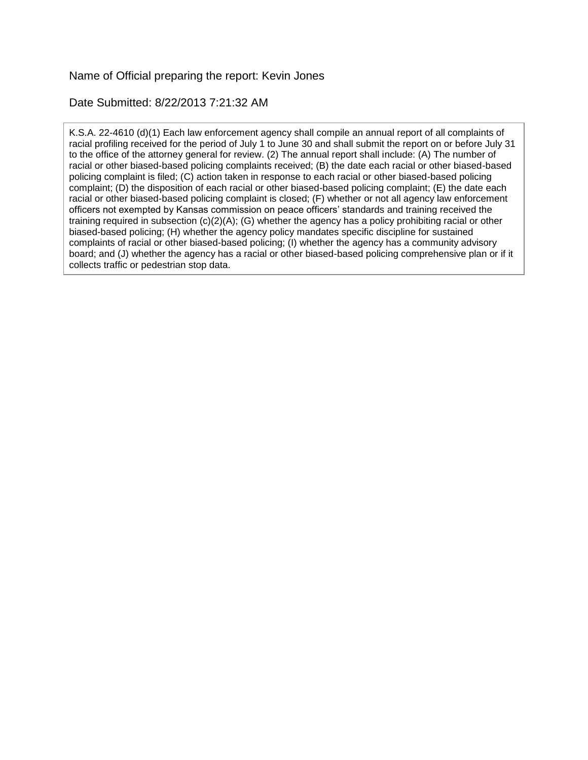Name of Official preparing the report: Kevin Jones

Date Submitted: 8/22/2013 7:21:32 AM

> K.S.A. 22-4610 (d)(1) Each law enforcement agency shall compile an annual report of all complaints of racial profiling received for the period of July 1 to June 30 and shall submit the report on or before July 31 to the office of the attorney general for review. (2) The annual report shall include: (A) The number of racial or other biased-based policing complaints received; (B) the date each racial or other biased-based policing complaint is filed; (C) action taken in response to each racial or other biased-based policing complaint; (D) the disposition of each racial or other biased-based policing complaint; (E) the date each racial or other biased-based policing complaint is closed; (F) whether or not all agency law enforcement officers not exempted by Kansas commission on peace officers' standards and training received the training required in subsection (c)(2)(A); (G) whether the agency has a policy prohibiting racial or other biased-based policing; (H) whether the agency policy mandates specific discipline for sustained complaints of racial or other biased-based policing; (I) whether the agency has a community advisory board; and (J) whether the agency has a racial or other biased-based policing comprehensive plan or if it collects traffic or pedestrian stop data.